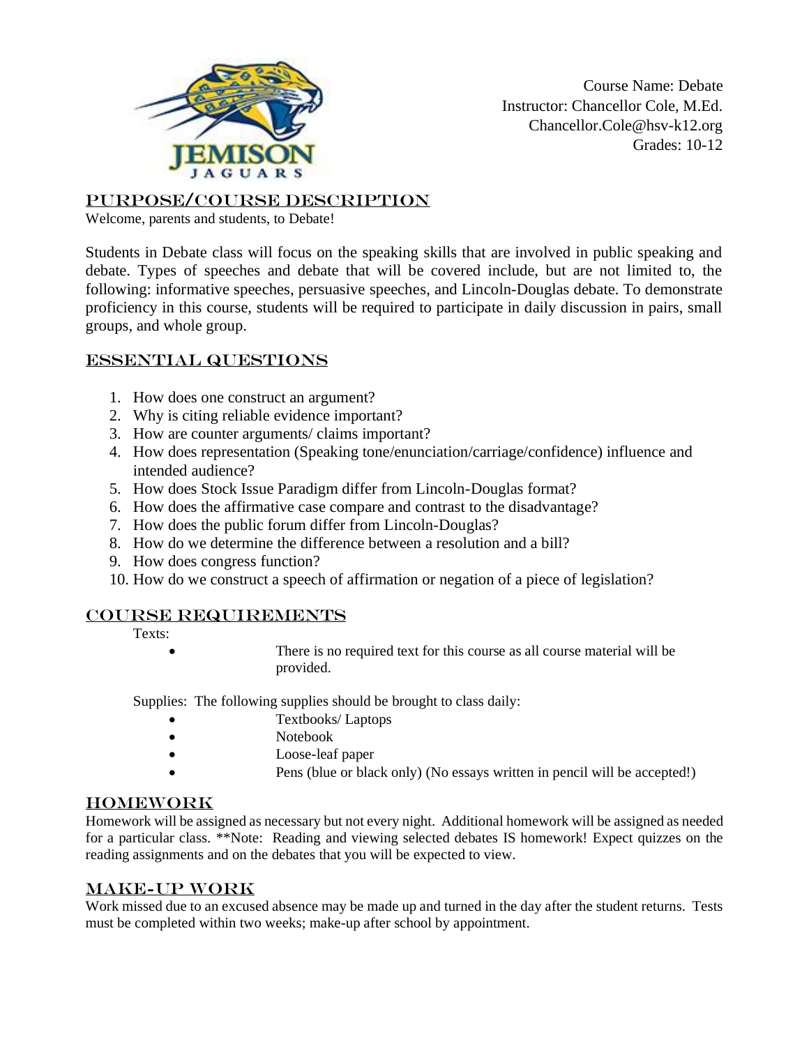Course Name: Debate
Instructor: Chancellor Cole, M.Ed.
Chancellor.Cole@hsv-k12.org
Grades: 10-12

## Purpose/Course Description

Welcome, parents and students, to Debate!

Students in Debate class will focus on the speaking skills that are involved in public speaking and debate. Types of speeches and debate that will be covered include, but are not limited to, the following: informative speeches, persuasive speeches, and Lincoln-Douglas debate. To demonstrate proficiency in this course, students will be required to participate in daily discussion in pairs, small groups, and whole group.

## Essential Questions

1. How does one construct an argument?
2. Why is citing reliable evidence important?
3. How are counter arguments/ claims important?
4. How does representation (Speaking tone/enunciation/carriage/confidence) influence and intended audience?
5. How does Stock Issue Paradigm differ from Lincoln-Douglas format?
6. How does the affirmative case compare and contrast to the disadvantage?
7. How does the public forum differ from Lincoln-Douglas?
8. How do we determine the difference between a resolution and a bill?
9. How does congress function?
10. How do we construct a speech of affirmation or negation of a piece of legislation?

## Course Requirements

Texts:

- There is no required text for this course as all course material will be provided.

Supplies: The following supplies should be brought to class daily:

- Textbooks/ Laptops
- Notebook
- Loose-leaf paper
- Pens (blue or black only) (No essays written in pencil will be accepted!)

## Homework

Homework will be assigned as necessary but not every night. Additional homework will be assigned as needed for a particular class. **Note: Reading and viewing selected debates IS homework! Expect quizzes on the reading assignments and on the debates that you will be expected to view.

## Make-up Work

Work missed due to an excused absence may be made up and turned in the day after the student returns. Tests must be completed within two weeks; make-up after school by appointment.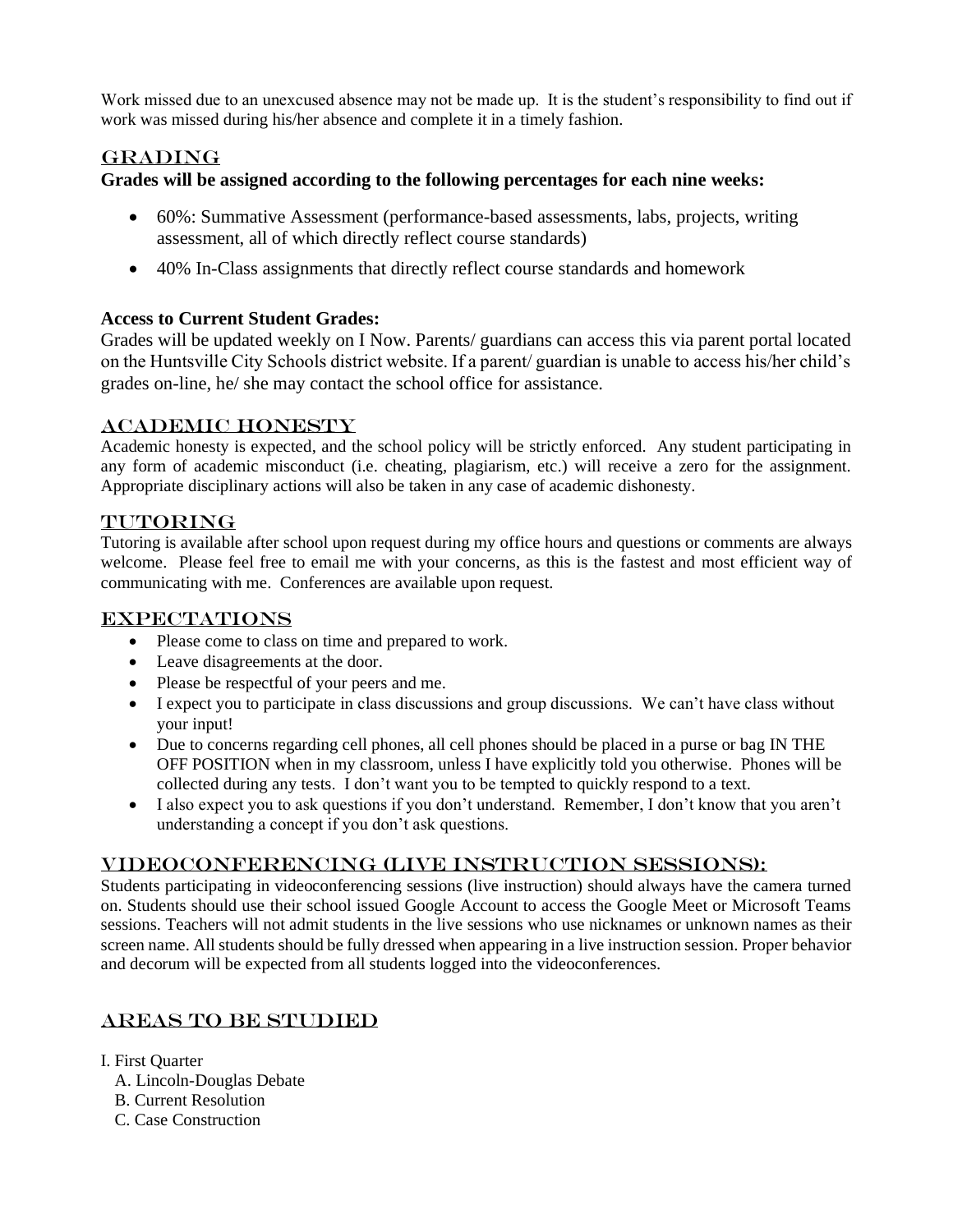Work missed due to an unexcused absence may not be made up. It is the student's responsibility to find out if work was missed during his/her absence and complete it in a timely fashion.

## GRADING

**Grades will be assigned according to the following percentages for each nine weeks:**

- 60%: Summative Assessment (performance-based assessments, labs, projects, writing assessment, all of which directly reflect course standards)
- 40% In-Class assignments that directly reflect course standards and homework

**Access to Current Student Grades:**

Grades will be updated weekly on I Now. Parents/ guardians can access this via parent portal located on the Huntsville City Schools district website. If a parent/ guardian is unable to access his/her child's grades on-line, he/ she may contact the school office for assistance.

## ACADEMIC HONESTY

Academic honesty is expected, and the school policy will be strictly enforced. Any student participating in any form of academic misconduct (i.e. cheating, plagiarism, etc.) will receive a zero for the assignment. Appropriate disciplinary actions will also be taken in any case of academic dishonesty.

## TUTORING

Tutoring is available after school upon request during my office hours and questions or comments are always welcome. Please feel free to email me with your concerns, as this is the fastest and most efficient way of communicating with me. Conferences are available upon request.

## EXPECTATIONS

- Please come to class on time and prepared to work.
- Leave disagreements at the door.
- Please be respectful of your peers and me.
- I expect you to participate in class discussions and group discussions. We can't have class without your input!
- Due to concerns regarding cell phones, all cell phones should be placed in a purse or bag IN THE OFF POSITION when in my classroom, unless I have explicitly told you otherwise. Phones will be collected during any tests. I don't want you to be tempted to quickly respond to a text.
- I also expect you to ask questions if you don't understand. Remember, I don't know that you aren't understanding a concept if you don't ask questions.

## VIDEOCONFERENCING (LIVE INSTRUCTION SESSIONS):

Students participating in videoconferencing sessions (live instruction) should always have the camera turned on. Students should use their school issued Google Account to access the Google Meet or Microsoft Teams sessions. Teachers will not admit students in the live sessions who use nicknames or unknown names as their screen name. All students should be fully dressed when appearing in a live instruction session. Proper behavior and decorum will be expected from all students logged into the videoconferences.

## AREAS TO BE STUDIED

I. First Quarter
   A. Lincoln-Douglas Debate
   B. Current Resolution
   C. Case Construction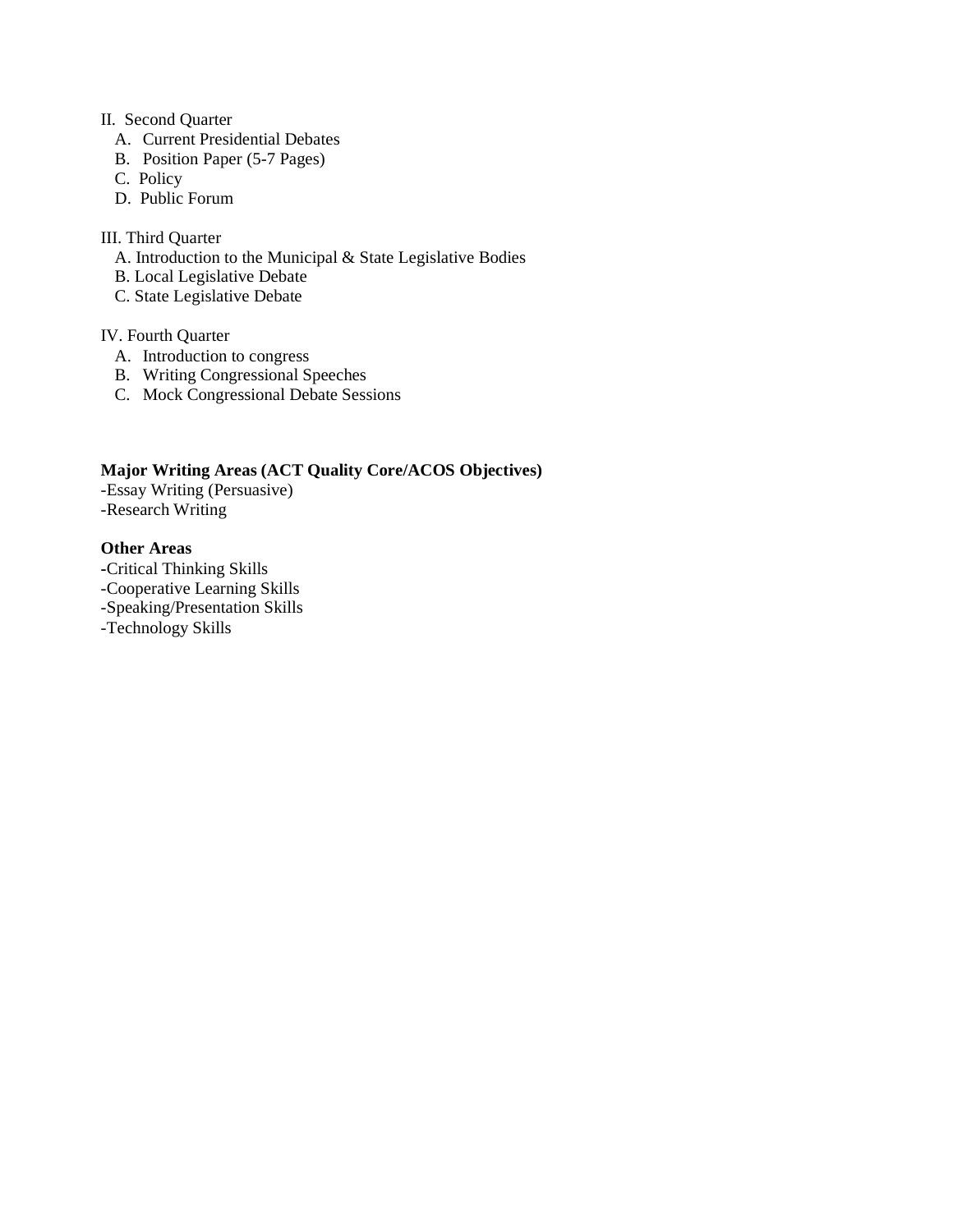II. Second Quarter

   A. Current Presidential Debates
   B. Position Paper (5-7 Pages)
   C. Policy
   D. Public Forum

III. Third Quarter

   A. Introduction to the Municipal & State Legislative Bodies
   B. Local Legislative Debate
   C. State Legislative Debate

IV. Fourth Quarter

   A. Introduction to congress
   B. Writing Congressional Speeches
   C. Mock Congressional Debate Sessions

**Major Writing Areas (ACT Quality Core/ACOS Objectives)**

-Essay Writing (Persuasive)
-Research Writing

**Other Areas**

-Critical Thinking Skills
-Cooperative Learning Skills
-Speaking/Presentation Skills
-Technology Skills